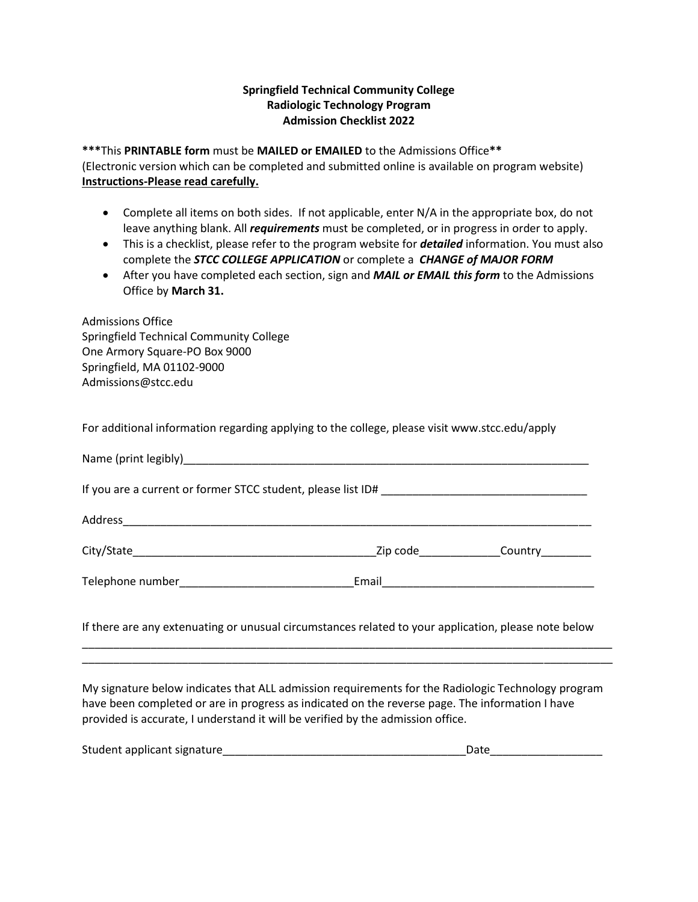**Springfield Technical Community College**
**Radiologic Technology Program**
**Admission Checklist 2022**

*****This **PRINTABLE form** must be **MAILED or EMAILED** to the Admissions Office****
(Electronic version which can be completed and submitted online is available on program website)
**Instructions-Please read carefully.**

- Complete all items on both sides. If not applicable, enter N/A in the appropriate box, do not leave anything blank. All ***requirements*** must be completed, or in progress in order to apply.
- This is a checklist, please refer to the program website for ***detailed*** information. You must also complete the ***STCC COLLEGE APPLICATION*** or complete a ***CHANGE of MAJOR FORM***
- After you have completed each section, sign and ***MAIL or EMAIL this form*** to the Admissions Office by **March 31.**

Admissions Office
Springfield Technical Community College
One Armory Square-PO Box 9000
Springfield, MA 01102-9000
Admissions@stcc.edu

For additional information regarding applying to the college, please visit www.stcc.edu/apply

Name (print legibly)____________________________________________________________________

If you are a current or former STCC student, please list ID# _________________________________

Address____________________________________________________________________________

City/State_______________________________________Zip code_____________Country________

Telephone number____________________________Email__________________________________

If there are any extenuating or unusual circumstances related to your application, please note below
__________________________________________________________________________________________
__________________________________________________________________________________________

My signature below indicates that ALL admission requirements for the Radiologic Technology program have been completed or are in progress as indicated on the reverse page. The information I have provided is accurate, I understand it will be verified by the admission office.

Student applicant signature________________________________________Date__________________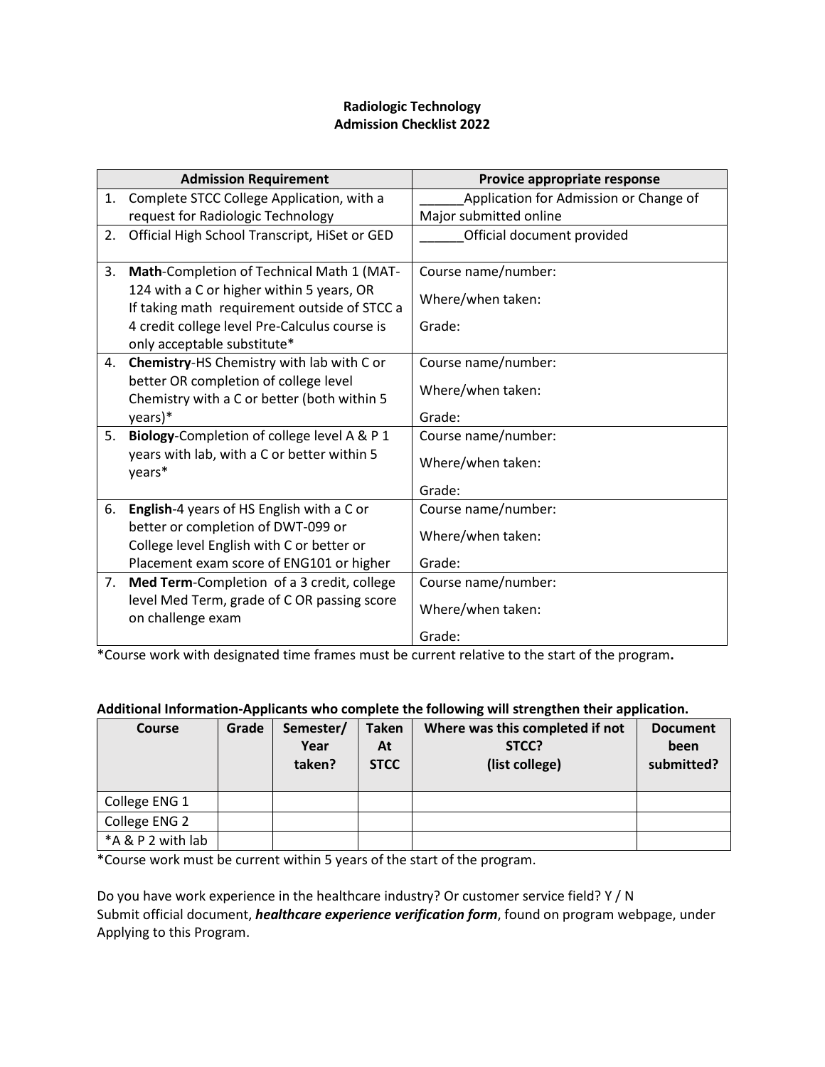**Radiologic Technology**
**Admission Checklist 2022**

| Admission Requirement | Provice appropriate response |
|---|---|
| 1. Complete STCC College Application, with a request for Radiologic Technology | ______Application for Admission or Change of Major submitted online |
| 2. Official High School Transcript, HiSet or GED | ______Official document provided |
| 3. **Math**-Completion of Technical Math 1 (MAT-124 with a C or higher within 5 years, OR If taking math requirement outside of STCC a 4 credit college level Pre-Calculus course is only acceptable substitute* | Course name/number:<br>Where/when taken:<br>Grade: |
| 4. **Chemistry**-HS Chemistry with lab with C or better OR completion of college level Chemistry with a C or better (both within 5 years)* | Course name/number:<br>Where/when taken:<br>Grade: |
| 5. **Biology**-Completion of college level A & P 1 years with lab, with a C or better within 5 years* | Course name/number:<br>Where/when taken:<br>Grade: |
| 6. **English**-4 years of HS English with a C or better or completion of DWT-099 or College level English with C or better or Placement exam score of ENG101 or higher | Course name/number:<br>Where/when taken:<br>Grade: |
| 7. **Med Term**-Completion of a 3 credit, college level Med Term, grade of C OR passing score on challenge exam | Course name/number:<br>Where/when taken:<br>Grade: |

*Course work with designated time frames must be current relative to the start of the program**.**

**Additional Information-Applicants who complete the following will strengthen their application.**

| Course | Grade | Semester/ Year taken? | Taken At STCC | Where was this completed if not STCC? (list college) | Document been submitted? |
|---|---|---|---|---|---|
| College ENG 1 | | | | | |
| College ENG 2 | | | | | |
| *A & P 2 with lab | | | | | |

*Course work must be current within 5 years of the start of the program.

Do you have work experience in the healthcare industry? Or customer service field? Y / N
Submit official document, ***healthcare experience verification form***, found on program webpage, under Applying to this Program.